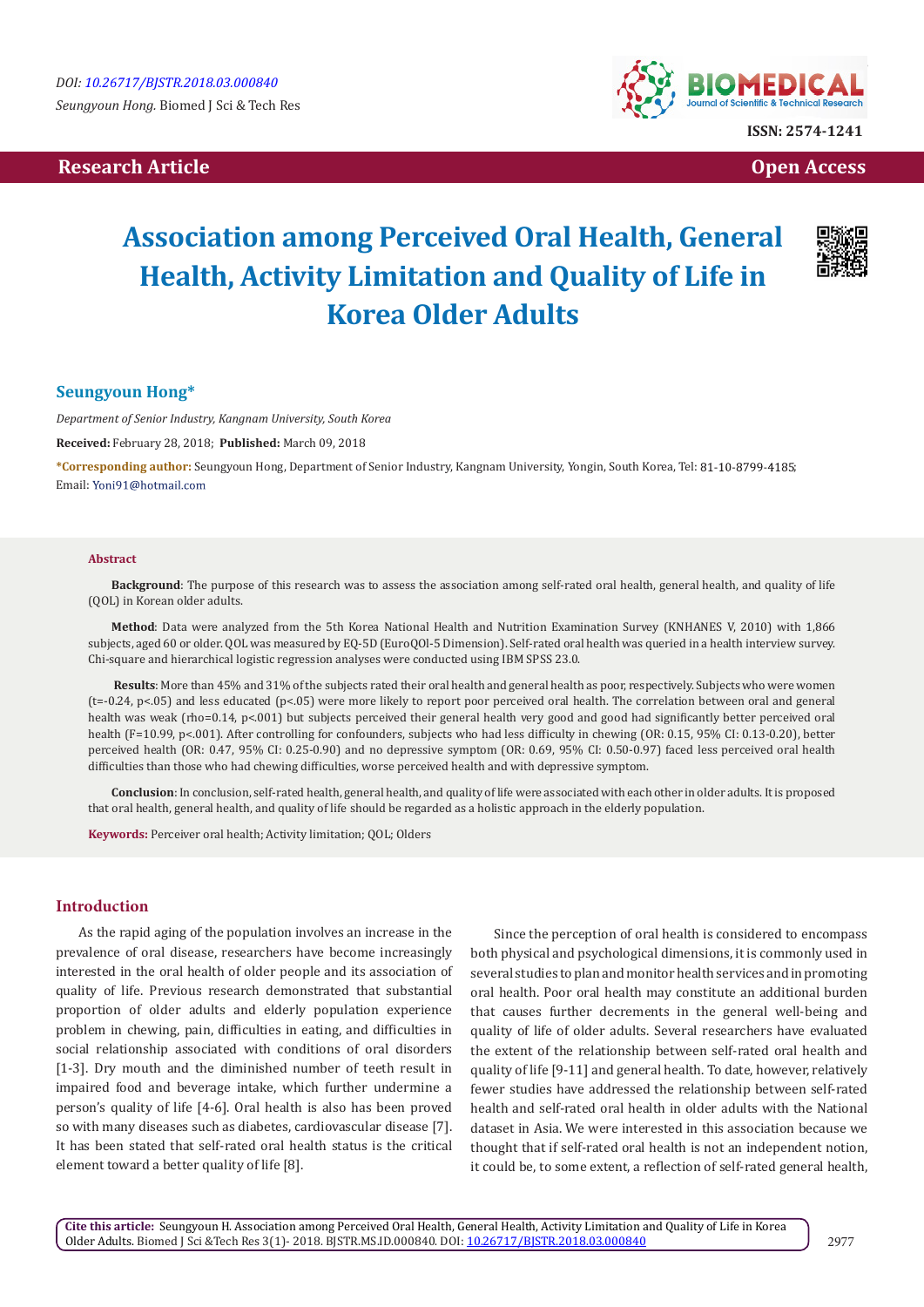DOI: 10.26717/BJSTR.2018.03.000840

*Seungyoun Hong.* Biomed J Sci & Tech Res

ISSN: 2574-1241

**Research Article** **Open Access**

# Association among Perceived Oral Health, General Health, Activity Limitation and Quality of Life in Korea Older Adults

**Seungyoun Hong***

*Department of Senior Industry, Kangnam University, South Korea*

**Received:** February 28, 2018; **Published:** March 09, 2018

***Corresponding author:** Seungyoun Hong, Department of Senior Industry, Kangnam University, Yongin, South Korea, Tel: 81-10-8799-4185; Email: Yoni91@hotmail.com

## Abstract

**Background**: The purpose of this research was to assess the association among self-rated oral health, general health, and quality of life (QOL) in Korean older adults.

**Method**: Data were analyzed from the 5th Korea National Health and Nutrition Examination Survey (KNHANES V, 2010) with 1,866 subjects, aged 60 or older. QOL was measured by EQ-5D (EuroQOl-5 Dimension). Self-rated oral health was queried in a health interview survey. Chi-square and hierarchical logistic regression analyses were conducted using IBM SPSS 23.0.

**Results**: More than 45% and 31% of the subjects rated their oral health and general health as poor, respectively. Subjects who were women ($t=-0.24$, $p<.05$) and less educated ($p<.05$) were more likely to report poor perceived oral health. The correlation between oral and general health was weak ($rho=0.14$, $p<.001$) but subjects perceived their general health very good and good had significantly better perceived oral health ($F=10.99$, $p<.001$). After controlling for confounders, subjects who had less difficulty in chewing (OR: 0.15, 95% CI: 0.13-0.20), better perceived health (OR: 0.47, 95% CI: 0.25-0.90) and no depressive symptom (OR: 0.69, 95% CI: 0.50-0.97) faced less perceived oral health difficulties than those who had chewing difficulties, worse perceived health and with depressive symptom.

**Conclusion**: In conclusion, self-rated health, general health, and quality of life were associated with each other in older adults. It is proposed that oral health, general health, and quality of life should be regarded as a holistic approach in the elderly population.

**Keywords:** Perceiver oral health; Activity limitation; QOL; Olders

## Introduction

As the rapid aging of the population involves an increase in the prevalence of oral disease, researchers have become increasingly interested in the oral health of older people and its association of quality of life. Previous research demonstrated that substantial proportion of older adults and elderly population experience problem in chewing, pain, difficulties in eating, and difficulties in social relationship associated with conditions of oral disorders [1-3]. Dry mouth and the diminished number of teeth result in impaired food and beverage intake, which further undermine a person's quality of life [4-6]. Oral health is also has been proved so with many diseases such as diabetes, cardiovascular disease [7]. It has been stated that self-rated oral health status is the critical element toward a better quality of life [8].

Since the perception of oral health is considered to encompass both physical and psychological dimensions, it is commonly used in several studies to plan and monitor health services and in promoting oral health. Poor oral health may constitute an additional burden that causes further decrements in the general well-being and quality of life of older adults. Several researchers have evaluated the extent of the relationship between self-rated oral health and quality of life [9-11] and general health. To date, however, relatively fewer studies have addressed the relationship between self-rated health and self-rated oral health in older adults with the National dataset in Asia. We were interested in this association because we thought that if self-rated oral health is not an independent notion, it could be, to some extent, a reflection of self-rated general health,

**Cite this article:** Seungyoun H. Association among Perceived Oral Health, General Health, Activity Limitation and Quality of Life in Korea Older Adults. Biomed J Sci &Tech Res 3(1)- 2018. BJSTR.MS.ID.000840. DOI: 10.26717/BJSTR.2018.03.000840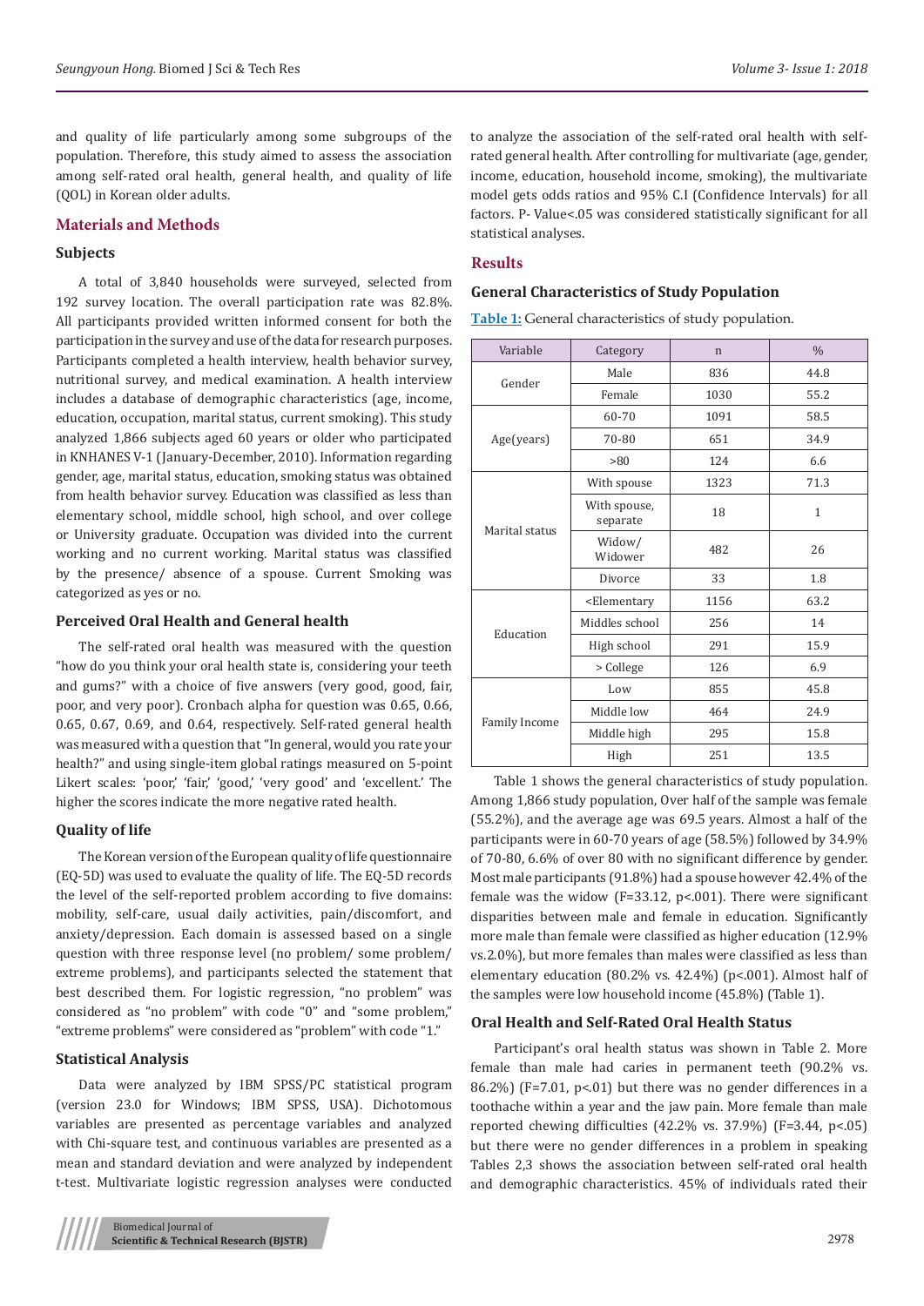and quality of life particularly among some subgroups of the population. Therefore, this study aimed to assess the association among self-rated oral health, general health, and quality of life (QOL) in Korean older adults.

## Materials and Methods

### Subjects

A total of 3,840 households were surveyed, selected from 192 survey location. The overall participation rate was 82.8%. All participants provided written informed consent for both the participation in the survey and use of the data for research purposes. Participants completed a health interview, health behavior survey, nutritional survey, and medical examination. A health interview includes a database of demographic characteristics (age, income, education, occupation, marital status, current smoking). This study analyzed 1,866 subjects aged 60 years or older who participated in KNHANES V-1 (January-December, 2010). Information regarding gender, age, marital status, education, smoking status was obtained from health behavior survey. Education was classified as less than elementary school, middle school, high school, and over college or University graduate. Occupation was divided into the current working and no current working. Marital status was classified by the presence/ absence of a spouse. Current Smoking was categorized as yes or no.

### Perceived Oral Health and General health

The self-rated oral health was measured with the question "how do you think your oral health state is, considering your teeth and gums?" with a choice of five answers (very good, good, fair, poor, and very poor). Cronbach alpha for question was 0.65, 0.66, 0.65, 0.67, 0.69, and 0.64, respectively. Self-rated general health was measured with a question that "In general, would you rate your health?" and using single-item global ratings measured on 5-point Likert scales: 'poor,' 'fair,' 'good,' 'very good' and 'excellent.' The higher the scores indicate the more negative rated health.

### Quality of life

The Korean version of the European quality of life questionnaire (EQ-5D) was used to evaluate the quality of life. The EQ-5D records the level of the self-reported problem according to five domains: mobility, self-care, usual daily activities, pain/discomfort, and anxiety/depression. Each domain is assessed based on a single question with three response level (no problem/ some problem/ extreme problems), and participants selected the statement that best described them. For logistic regression, "no problem" was considered as "no problem" with code "0" and "some problem," "extreme problems" were considered as "problem" with code "1."

### Statistical Analysis

Data were analyzed by IBM SPSS/PC statistical program (version 23.0 for Windows; IBM SPSS, USA). Dichotomous variables are presented as percentage variables and analyzed with Chi-square test, and continuous variables are presented as a mean and standard deviation and were analyzed by independent t-test. Multivariate logistic regression analyses were conducted to analyze the association of the self-rated oral health with self-rated general health. After controlling for multivariate (age, gender, income, education, household income, smoking), the multivariate model gets odds ratios and 95% C.I (Confidence Intervals) for all factors. P- Value<.05 was considered statistically significant for all statistical analyses.

## Results

### General Characteristics of Study Population

**Table 1:** General characteristics of study population.

| Variable | Category | n | % |
|---|---|---|---|
| Gender | Male | 836 | 44.8 |
| | Female | 1030 | 55.2 |
| Age(years) | 60-70 | 1091 | 58.5 |
| | 70-80 | 651 | 34.9 |
| | >80 | 124 | 6.6 |
| Marital status | With spouse | 1323 | 71.3 |
| | With spouse, separate | 18 | 1 |
| | Widow/ Widower | 482 | 26 |
| | Divorce | 33 | 1.8 |
| Education | <Elementary | 1156 | 63.2 |
| | Middles school | 256 | 14 |
| | High school | 291 | 15.9 |
| | > College | 126 | 6.9 |
| Family Income | Low | 855 | 45.8 |
| | Middle low | 464 | 24.9 |
| | Middle high | 295 | 15.8 |
| | High | 251 | 13.5 |

Table 1 shows the general characteristics of study population. Among 1,866 study population, Over half of the sample was female (55.2%), and the average age was 69.5 years. Almost a half of the participants were in 60-70 years of age (58.5%) followed by 34.9% of 70-80, 6.6% of over 80 with no significant difference by gender. Most male participants (91.8%) had a spouse however 42.4% of the female was the widow ($F=33.12$, $p<.001$). There were significant disparities between male and female in education. Significantly more male than female were classified as higher education (12.9% vs.2.0%), but more females than males were classified as less than elementary education (80.2% vs. 42.4%) ($p<.001$). Almost half of the samples were low household income (45.8%) (Table 1).

### Oral Health and Self-Rated Oral Health Status

Participant's oral health status was shown in Table 2. More female than male had caries in permanent teeth (90.2% vs. 86.2%) ($F=7.01$, $p<.01$) but there was no gender differences in a toothache within a year and the jaw pain. More female than male reported chewing difficulties (42.2% vs. 37.9%) ($F=3.44$, $p<.05$) but there were no gender differences in a problem in speaking Tables 2,3 shows the association between self-rated oral health and demographic characteristics. 45% of individuals rated their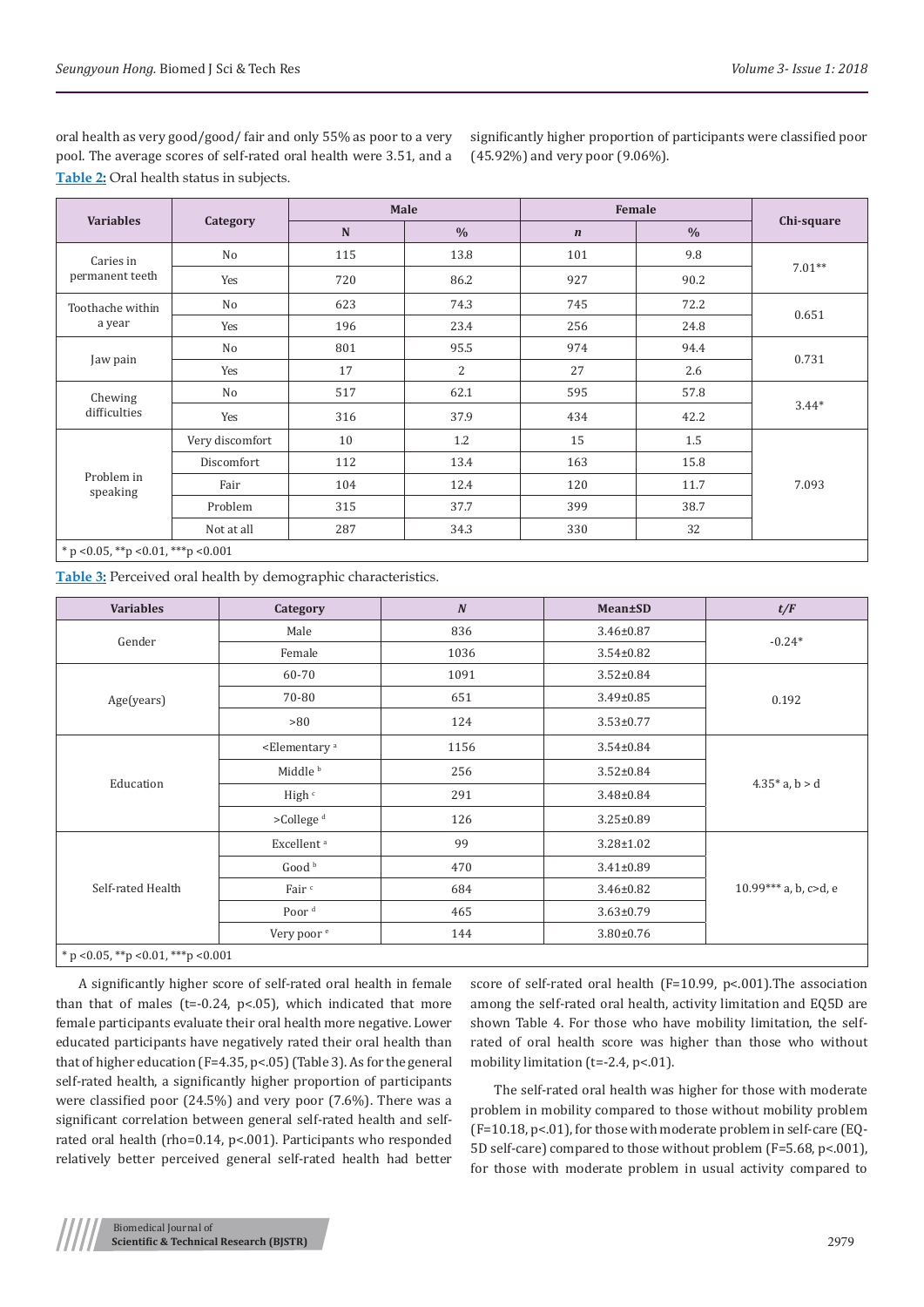oral health as very good/good/ fair and only 55% as poor to a very pool. The average scores of self-rated oral health were 3.51, and a significantly higher proportion of participants were classified poor (45.92%) and very poor (9.06%).

**Table 2:** Oral health status in subjects.

| Variables | Category | Male | | Female | | Chi-square |
|---|---|---|---|---|---|---|
| | | N | % | *n* | % | |
| Caries in permanent teeth | No | 115 | 13.8 | 101 | 9.8 | 7.01** |
| | Yes | 720 | 86.2 | 927 | 90.2 | |
| Toothache within a year | No | 623 | 74.3 | 745 | 72.2 | 0.651 |
| | Yes | 196 | 23.4 | 256 | 24.8 | |
| Jaw pain | No | 801 | 95.5 | 974 | 94.4 | 0.731 |
| | Yes | 17 | 2 | 27 | 2.6 | |
| Chewing difficulties | No | 517 | 62.1 | 595 | 57.8 | 3.44* |
| | Yes | 316 | 37.9 | 434 | 42.2 | |
| Problem in speaking | Very discomfort | 10 | 1.2 | 15 | 1.5 | 7.093 |
| | Discomfort | 112 | 13.4 | 163 | 15.8 | |
| | Fair | 104 | 12.4 | 120 | 11.7 | |
| | Problem | 315 | 37.7 | 399 | 38.7 | |
| | Not at all | 287 | 34.3 | 330 | 32 | |

\* p <0.05, **p <0.01, ***p <0.001

**Table 3:** Perceived oral health by demographic characteristics.

| Variables | Category | *N* | Mean±SD | *t/F* |
|---|---|---|---|---|
| Gender | Male | 836 | 3.46±0.87 | -0.24* |
| | Female | 1036 | 3.54±0.82 | |
| Age(years) | 60-70 | 1091 | 3.52±0.84 | 0.192 |
| | 70-80 | 651 | 3.49±0.85 | |
| | >80 | 124 | 3.53±0.77 | |
| Education | <Elementary [a] | 1156 | 3.54±0.84 | 4.35* a, b > d |
| | Middle [b] | 256 | 3.52±0.84 | |
| | High [c] | 291 | 3.48±0.84 | |
| | >College [d] | 126 | 3.25±0.89 | |
| Self-rated Health | Excellent [a] | 99 | 3.28±1.02 | 10.99*** a, b, c>d, e |
| | Good [b] | 470 | 3.41±0.89 | |
| | Fair [c] | 684 | 3.46±0.82 | |
| | Poor [d] | 465 | 3.63±0.79 | |
| | Very poor [e] | 144 | 3.80±0.76 | |

\* p <0.05, **p <0.01, ***p <0.001

A significantly higher score of self-rated oral health in female than that of males (t=-0.24, p<.05), which indicated that more female participants evaluate their oral health more negative. Lower educated participants have negatively rated their oral health than that of higher education (F=4.35, p<.05) (Table 3). As for the general self-rated health, a significantly higher proportion of participants were classified poor (24.5%) and very poor (7.6%). There was a significant correlation between general self-rated health and self-rated oral health (rho=0.14, p<.001). Participants who responded relatively better perceived general self-rated health had better score of self-rated oral health (F=10.99, p<.001).The association among the self-rated oral health, activity limitation and EQ5D are shown Table 4. For those who have mobility limitation, the self-rated of oral health score was higher than those who without mobility limitation (t=-2.4, p<.01).

The self-rated oral health was higher for those with moderate problem in mobility compared to those without mobility problem (F=10.18, p<.01), for those with moderate problem in self-care (EQ-5D self-care) compared to those without problem (F=5.68, p<.001), for those with moderate problem in usual activity compared to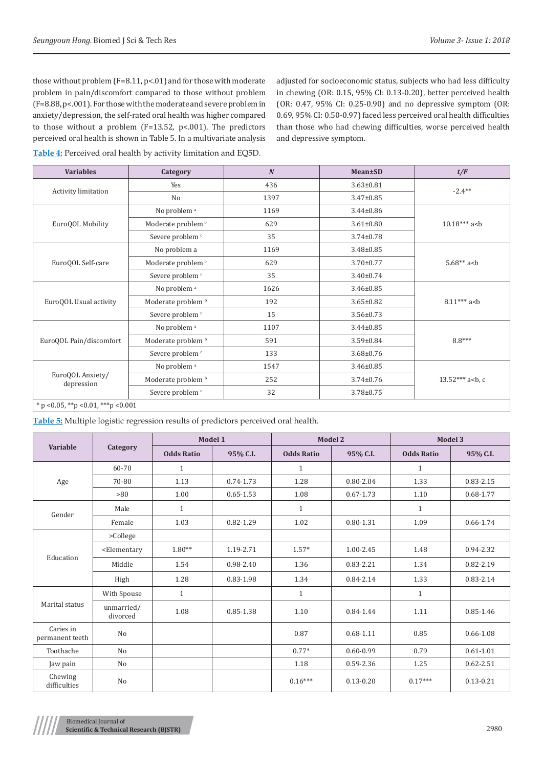those without problem (F=8.11, p<.01) and for those with moderate problem in pain/discomfort compared to those without problem (F=8.88, p<.001). For those with the moderate and severe problem in anxiety/depression, the self-rated oral health was higher compared to those without a problem (F=13.52, p<.001). The predictors perceived oral health is shown in Table 5. In a multivariate analysis adjusted for socioeconomic status, subjects who had less difficulty in chewing (OR: 0.15, 95% CI: 0.13-0.20), better perceived health (OR: 0.47, 95% CI: 0.25-0.90) and no depressive symptom (OR: 0.69, 95% CI: 0.50-0.97) faced less perceived oral health difficulties than those who had chewing difficulties, worse perceived health and depressive symptom.

**Table 4:** Perceived oral health by activity limitation and EQ5D.

| Variables | Category | *N* | Mean±SD | *t/F* |
|---|---|---|---|---|
| Activity limitation | Yes | 436 | 3.63±0.81 | -2.4** |
| | No | 1397 | 3.47±0.85 | |
| EuroQOL Mobility | No problem [a] | 1169 | 3.44±0.86 | 10.18*** a<b |
| | Moderate problem [b] | 629 | 3.61±0.80 | |
| | Severe problem [c] | 35 | 3.74±0.78 | |
| EuroQOL Self-care | No problem a | 1169 | 3.48±0.85 | 5.68** a<b |
| | Moderate problem [b] | 629 | 3.70±0.77 | |
| | Severe problem [c] | 35 | 3.40±0.74 | |
| EuroQOL Usual activity | No problem [a] | 1626 | 3.46±0.85 | 8.11*** a<b |
| | Moderate problem [b] | 192 | 3.65±0.82 | |
| | Severe problem [c] | 15 | 3.56±0.73 | |
| EuroQOL Pain/discomfort | No problem [a] | 1107 | 3.44±0.85 | 8.8*** |
| | Moderate problem [b] | 591 | 3.59±0.84 | |
| | Severe problem [c] | 133 | 3.68±0.76 | |
| EuroQOL Anxiety/ depression | No problem [a] | 1547 | 3.46±0.85 | 13.52*** a<b, c |
| | Moderate problem [b] | 252 | 3.74±0.76 | |
| | Severe problem [c] | 32 | 3.78±0.75 | |

* p <0.05, **p <0.01, ***p <0.001

**Table 5:** Multiple logistic regression results of predictors perceived oral health.

| Variable | Category | Model 1 | | Model 2 | | Model 3 | |
|---|---|---|---|---|---|---|---|
| | | Odds Ratio | 95% C.I. | Odds Ratio | 95% C.I. | Odds Ratio | 95% C.I. |
| Age | 60-70 | 1 | | 1 | | 1 | |
| | 70-80 | 1.13 | 0.74-1.73 | 1.28 | 0.80-2.04 | 1.33 | 0.83-2.15 |
| | >80 | 1.00 | 0.65-1.53 | 1.08 | 0.67-1.73 | 1.10 | 0.68-1.77 |
| Gender | Male | 1 | | 1 | | 1 | |
| | Female | 1.03 | 0.82-1.29 | 1.02 | 0.80-1.31 | 1.09 | 0.66-1.74 |
| Education | >College | | | | | | |
| | <Elementary | 1.80** | 1.19-2.71 | 1.57* | 1.00-2.45 | 1.48 | 0.94-2.32 |
| | Middle | 1.54 | 0.98-2.40 | 1.36 | 0.83-2.21 | 1.34 | 0.82-2.19 |
| | High | 1.28 | 0.83-1.98 | 1.34 | 0.84-2.14 | 1.33 | 0.83-2.14 |
| Marital status | With Spouse | 1 | | 1 | | 1 | |
| | unmarried/ divorced | 1.08 | 0.85-1.38 | 1.10 | 0.84-1.44 | 1.11 | 0.85-1.46 |
| Caries in permanent teeth | No | | | 0.87 | 0.68-1.11 | 0.85 | 0.66-1.08 |
| Toothache | No | | | 0.77* | 0.60-0.99 | 0.79 | 0.61-1.01 |
| Jaw pain | No | | | 1.18 | 0.59-2.36 | 1.25 | 0.62-2.51 |
| Chewing difficulties | No | | | 0.16*** | 0.13-0.20 | 0.17*** | 0.13-0.21 |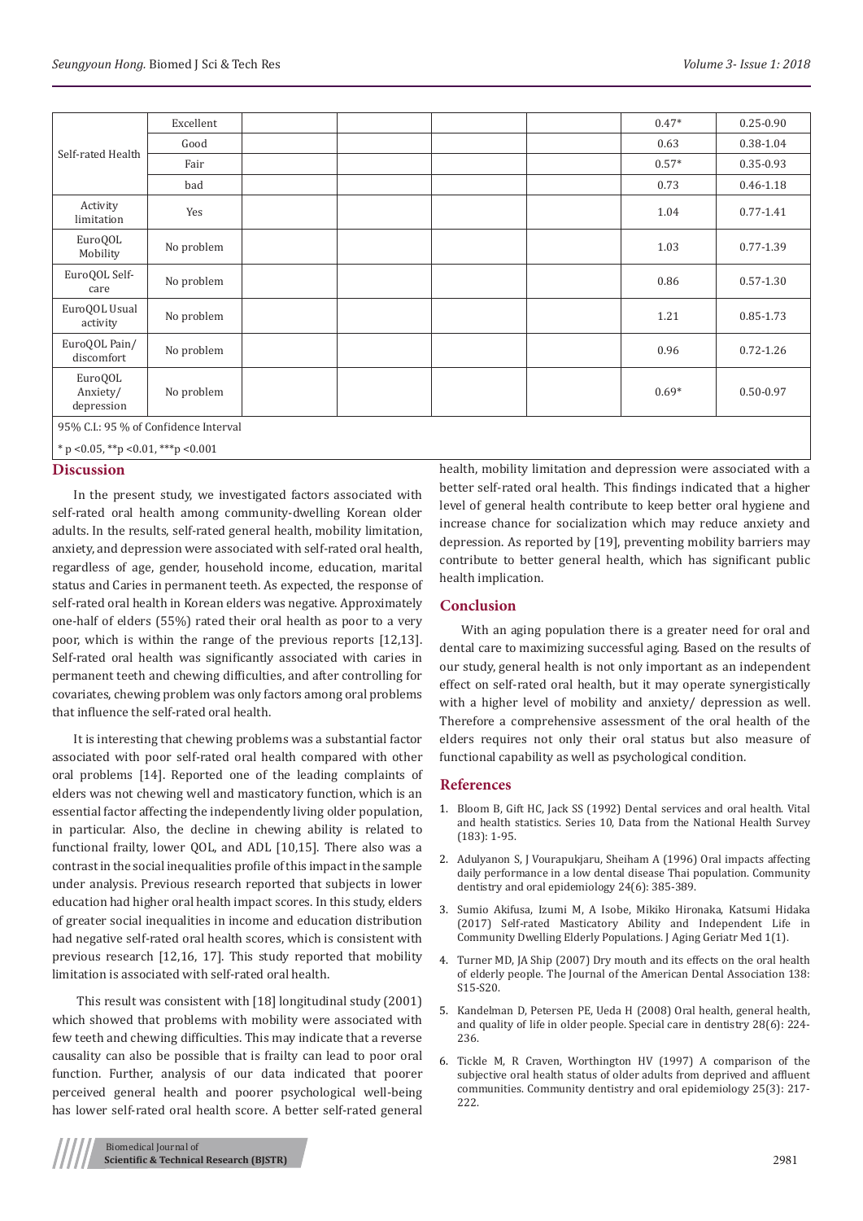| | | | | | | | |
|---|---|---|---|---|---|---|---|
| Self-rated Health | Excellent | | | | | 0.47* | 0.25-0.90 |
| | Good | | | | | 0.63 | 0.38-1.04 |
| | Fair | | | | | 0.57* | 0.35-0.93 |
| | bad | | | | | 0.73 | 0.46-1.18 |
| Activity limitation | Yes | | | | | 1.04 | 0.77-1.41 |
| EuroQOL Mobility | No problem | | | | | 1.03 | 0.77-1.39 |
| EuroQOL Self-care | No problem | | | | | 0.86 | 0.57-1.30 |
| EuroQOL Usual activity | No problem | | | | | 1.21 | 0.85-1.73 |
| EuroQOL Pain/ discomfort | No problem | | | | | 0.96 | 0.72-1.26 |
| EuroQOL Anxiety/ depression | No problem | | | | | 0.69* | 0.50-0.97 |

95% C.I.: 95 % of Confidence Interval

* p <0.05, **p <0.01, ***p <0.001

## Discussion

In the present study, we investigated factors associated with self-rated oral health among community-dwelling Korean older adults. In the results, self-rated general health, mobility limitation, anxiety, and depression were associated with self-rated oral health, regardless of age, gender, household income, education, marital status and Caries in permanent teeth. As expected, the response of self-rated oral health in Korean elders was negative. Approximately one-half of elders (55%) rated their oral health as poor to a very poor, which is within the range of the previous reports [12,13]. Self-rated oral health was significantly associated with caries in permanent teeth and chewing difficulties, and after controlling for covariates, chewing problem was only factors among oral problems that influence the self-rated oral health.

It is interesting that chewing problems was a substantial factor associated with poor self-rated oral health compared with other oral problems [14]. Reported one of the leading complaints of elders was not chewing well and masticatory function, which is an essential factor affecting the independently living older population, in particular. Also, the decline in chewing ability is related to functional frailty, lower QOL, and ADL [10,15]. There also was a contrast in the social inequalities profile of this impact in the sample under analysis. Previous research reported that subjects in lower education had higher oral health impact scores. In this study, elders of greater social inequalities in income and education distribution had negative self-rated oral health scores, which is consistent with previous research [12,16, 17]. This study reported that mobility limitation is associated with self-rated oral health.

This result was consistent with [18] longitudinal study (2001) which showed that problems with mobility were associated with few teeth and chewing difficulties. This may indicate that a reverse causality can also be possible that is frailty can lead to poor oral function. Further, analysis of our data indicated that poorer perceived general health and poorer psychological well-being has lower self-rated oral health score. A better self-rated general health, mobility limitation and depression were associated with a better self-rated oral health. This findings indicated that a higher level of general health contribute to keep better oral hygiene and increase chance for socialization which may reduce anxiety and depression. As reported by [19], preventing mobility barriers may contribute to better general health, which has significant public health implication.

## Conclusion

With an aging population there is a greater need for oral and dental care to maximizing successful aging. Based on the results of our study, general health is not only important as an independent effect on self-rated oral health, but it may operate synergistically with a higher level of mobility and anxiety/ depression as well. Therefore a comprehensive assessment of the oral health of the elders requires not only their oral status but also measure of functional capability as well as psychological condition.

## References

1. Bloom B, Gift HC, Jack SS (1992) Dental services and oral health. Vital and health statistics. Series 10, Data from the National Health Survey (183): 1-95.
2. Adulyanon S, J Vourapukjaru, Sheiham A (1996) Oral impacts affecting daily performance in a low dental disease Thai population. Community dentistry and oral epidemiology 24(6): 385-389.
3. Sumio Akifusa, Izumi M, A Isobe, Mikiko Hironaka, Katsumi Hidaka (2017) Self-rated Masticatory Ability and Independent Life in Community Dwelling Elderly Populations. J Aging Geriatr Med 1(1).
4. Turner MD, JA Ship (2007) Dry mouth and its effects on the oral health of elderly people. The Journal of the American Dental Association 138: S15-S20.
5. Kandelman D, Petersen PE, Ueda H (2008) Oral health, general health, and quality of life in older people. Special care in dentistry 28(6): 224-236.
6. Tickle M, R Craven, Worthington HV (1997) A comparison of the subjective oral health status of older adults from deprived and affluent communities. Community dentistry and oral epidemiology 25(3): 217-222.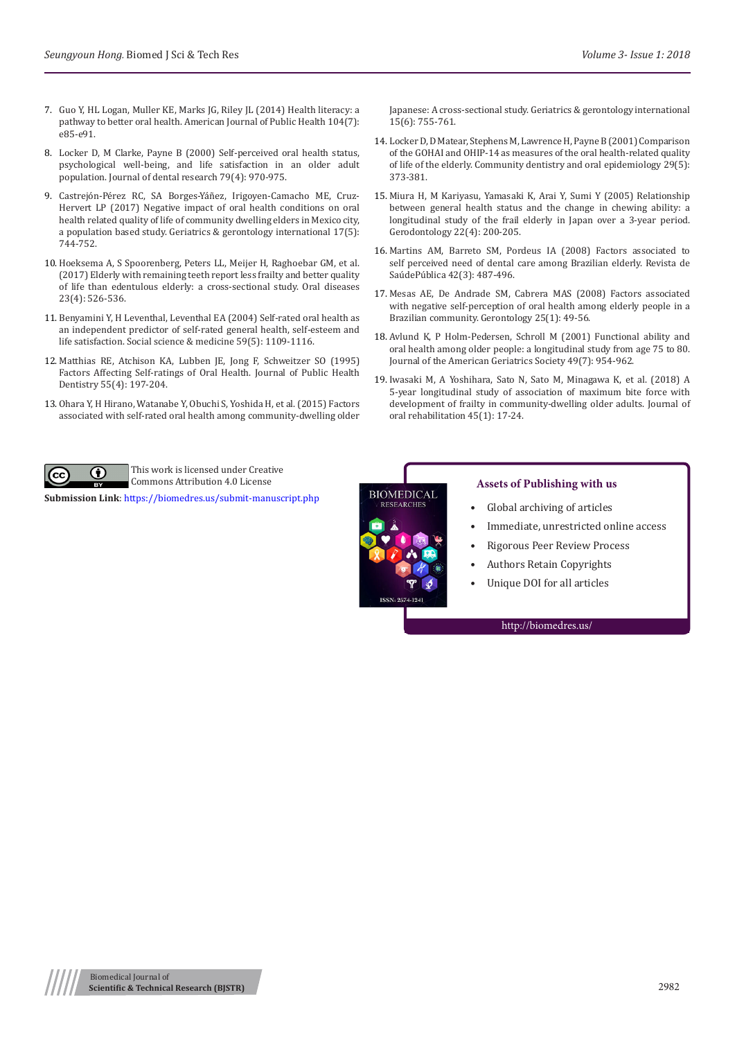7. Guo Y, HL Logan, Muller KE, Marks JG, Riley JL (2014) Health literacy: a pathway to better oral health. American Journal of Public Health 104(7): e85-e91.
8. Locker D, M Clarke, Payne B (2000) Self-perceived oral health status, psychological well-being, and life satisfaction in an older adult population. Journal of dental research 79(4): 970-975.
9. Castrejón-Pérez RC, SA Borges-Yáñez, Irigoyen-Camacho ME, Cruz-Hervert LP (2017) Negative impact of oral health conditions on oral health related quality of life of community dwelling elders in Mexico city, a population based study. Geriatrics & gerontology international 17(5): 744-752.
10. Hoeksema A, S Spoorenberg, Peters LL, Meijer H, Raghoebar GM, et al. (2017) Elderly with remaining teeth report less frailty and better quality of life than edentulous elderly: a cross-sectional study. Oral diseases 23(4): 526-536.
11. Benyamini Y, H Leventhal, Leventhal EA (2004) Self-rated oral health as an independent predictor of self-rated general health, self-esteem and life satisfaction. Social science & medicine 59(5): 1109-1116.
12. Matthias RE, Atchison KA, Lubben JE, Jong F, Schweitzer SO (1995) Factors Affecting Self-ratings of Oral Health. Journal of Public Health Dentistry 55(4): 197-204.
13. Ohara Y, H Hirano, Watanabe Y, Obuchi S, Yoshida H, et al. (2015) Factors associated with self-rated oral health among community-dwelling older Japanese: A cross-sectional study. Geriatrics & gerontology international 15(6): 755-761.
14. Locker D, D Matear, Stephens M, Lawrence H, Payne B (2001) Comparison of the GOHAI and OHIP-14 as measures of the oral health-related quality of life of the elderly. Community dentistry and oral epidemiology 29(5): 373-381.
15. Miura H, M Kariyasu, Yamasaki K, Arai Y, Sumi Y (2005) Relationship between general health status and the change in chewing ability: a longitudinal study of the frail elderly in Japan over a 3-year period. Gerodontology 22(4): 200-205.
16. Martins AM, Barreto SM, Pordeus IA (2008) Factors associated to self perceived need of dental care among Brazilian elderly. Revista de SaúdePública 42(3): 487-496.
17. Mesas AE, De Andrade SM, Cabrera MAS (2008) Factors associated with negative self-perception of oral health among elderly people in a Brazilian community. Gerontology 25(1): 49-56.
18. Avlund K, P Holm-Pedersen, Schroll M (2001) Functional ability and oral health among older people: a longitudinal study from age 75 to 80. Journal of the American Geriatrics Society 49(7): 954-962.
19. Iwasaki M, A Yoshihara, Sato N, Sato M, Minagawa K, et al. (2018) A 5-year longitudinal study of association of maximum bite force with development of frailty in community-dwelling older adults. Journal of oral rehabilitation 45(1): 17-24.

This work is licensed under Creative Commons Attribution 4.0 License

**Submission Link**: https://biomedres.us/submit-manuscript.php

BIOMEDICAL RESEARCHES

ISSN: 2574-1241

**Assets of Publishing with us**

- Global archiving of articles
- Immediate, unrestricted online access
- Rigorous Peer Review Process
- Authors Retain Copyrights
- Unique DOI for all articles

http://biomedres.us/